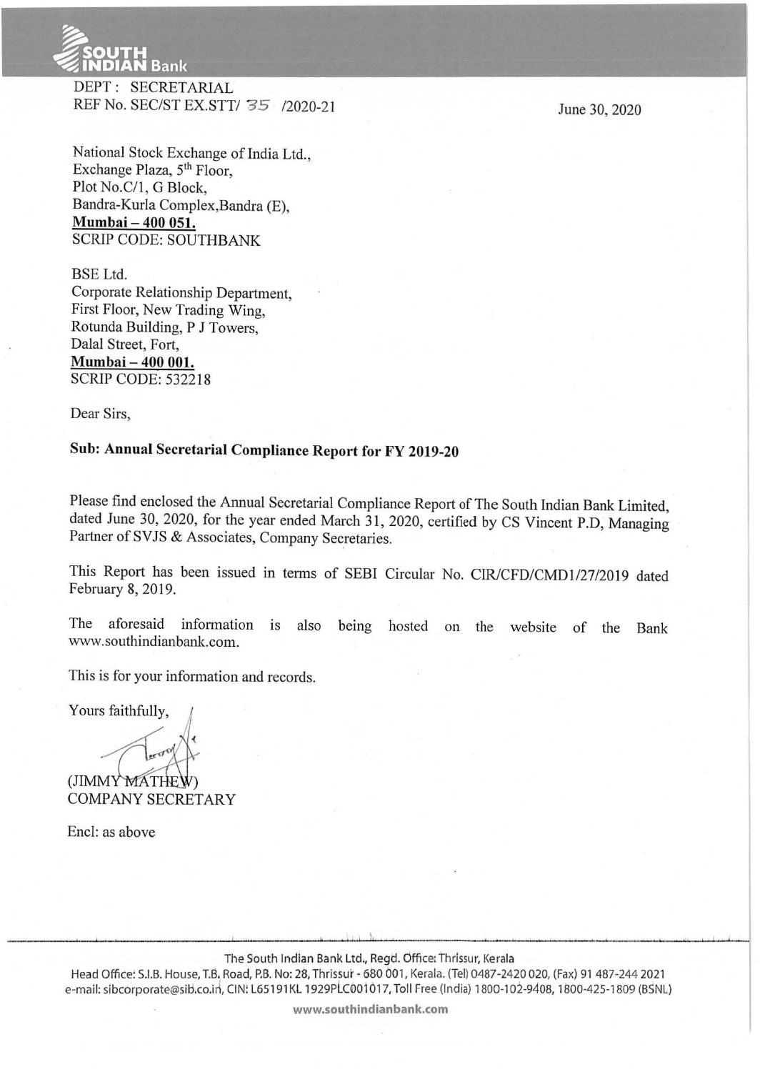SOUTH INDIAN Bank

DEPT : SECRETARIAL
REF No. SEC/ST EX.STT/ 35 /2020-21

June 30, 2020

National Stock Exchange of India Ltd.,
Exchange Plaza, 5th Floor,
Plot No.C/1, G Block,
Bandra-Kurla Complex,Bandra (E),
**Mumbai – 400 051.**
SCRIP CODE: SOUTHBANK

BSE Ltd.
Corporate Relationship Department,
First Floor, New Trading Wing,
Rotunda Building, P J Towers,
Dalal Street, Fort,
**Mumbai – 400 001.**
SCRIP CODE: 532218

Dear Sirs,

**Sub: Annual Secretarial Compliance Report for FY 2019-20**

Please find enclosed the Annual Secretarial Compliance Report of The South Indian Bank Limited, dated June 30, 2020, for the year ended March 31, 2020, certified by CS Vincent P.D, Managing Partner of SVJS & Associates, Company Secretaries.

This Report has been issued in terms of SEBI Circular No. CIR/CFD/CMD1/27/2019 dated February 8, 2019.

The aforesaid information is also being hosted on the website of the Bank www.southindianbank.com.

This is for your information and records.

Yours faithfully,

(JIMMY MATHEW)
COMPANY SECRETARY

Encl: as above

The South Indian Bank Ltd., Regd. Office: Thrissur, Kerala
Head Office: S.I.B. House, T.B. Road, P.B. No: 28, Thrissur - 680 001, Kerala. (Tel) 0487-2420 020, (Fax) 91 487-244 2021
e-mail: sibcorporate@sib.co.in, CIN: L65191KL1929PLC001017, Toll Free (India) 1800-102-9408, 1800-425-1809 (BSNL)
www.southindianbank.com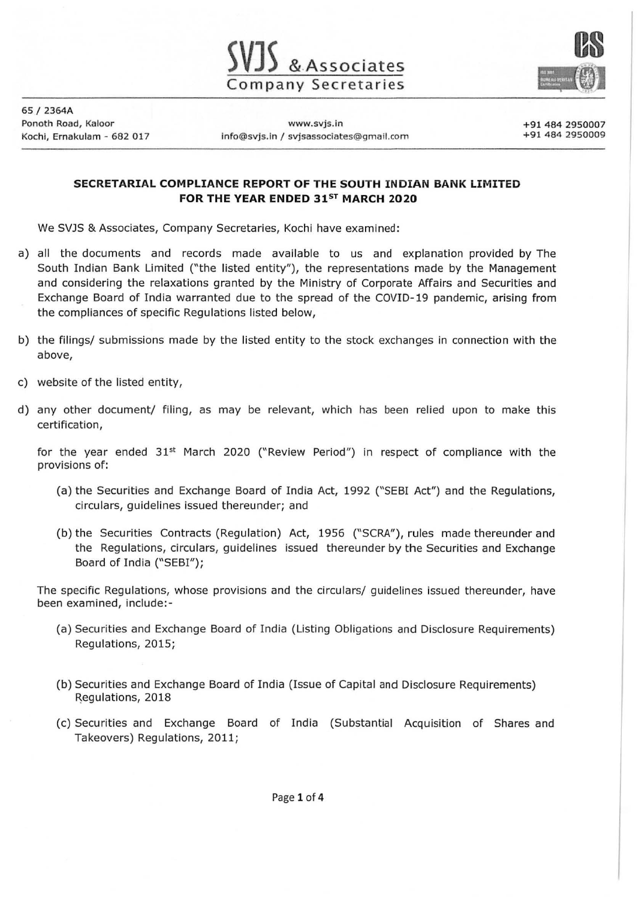SVJS & Associates
Company Secretaries

65 / 2364A
Ponoth Road, Kaloor
Kochi, Ernakulam - 682 017

www.svjs.in
info@svjs.in / svjsassociates@gmail.com

+91 484 2950007
+91 484 2950009

**SECRETARIAL COMPLIANCE REPORT OF THE SOUTH INDIAN BANK LIMITED FOR THE YEAR ENDED 31ST MARCH 2020**

We SVJS & Associates, Company Secretaries, Kochi have examined:

a) all the documents and records made available to us and explanation provided by The South Indian Bank Limited ("the listed entity"), the representations made by the Management and considering the relaxations granted by the Ministry of Corporate Affairs and Securities and Exchange Board of India warranted due to the spread of the COVID-19 pandemic, arising from the compliances of specific Regulations listed below,

b) the filings/ submissions made by the listed entity to the stock exchanges in connection with the above,

c) website of the listed entity,

d) any other document/ filing, as may be relevant, which has been relied upon to make this certification,

for the year ended 31st March 2020 ("Review Period") in respect of compliance with the provisions of:

(a) the Securities and Exchange Board of India Act, 1992 ("SEBI Act") and the Regulations, circulars, guidelines issued thereunder; and

(b) the Securities Contracts (Regulation) Act, 1956 ("SCRA"), rules made thereunder and the Regulations, circulars, guidelines issued thereunder by the Securities and Exchange Board of India ("SEBI");

The specific Regulations, whose provisions and the circulars/ guidelines issued thereunder, have been examined, include:-

(a) Securities and Exchange Board of India (Listing Obligations and Disclosure Requirements) Regulations, 2015;

(b) Securities and Exchange Board of India (Issue of Capital and Disclosure Requirements) Regulations, 2018

(c) Securities and Exchange Board of India (Substantial Acquisition of Shares and Takeovers) Regulations, 2011;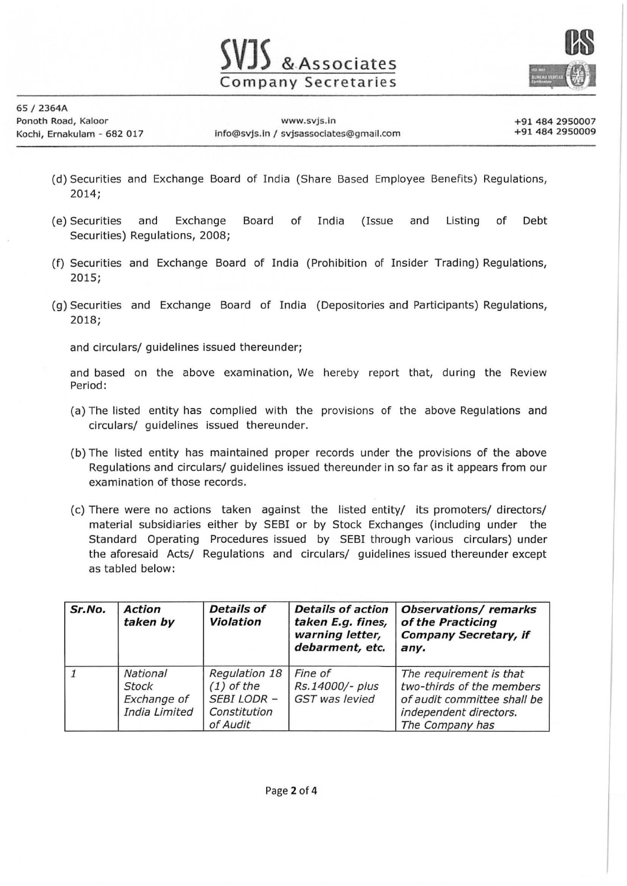(d) Securities and Exchange Board of India (Share Based Employee Benefits) Regulations, 2014;

(e) Securities and Exchange Board of India (Issue and Listing of Debt Securities) Regulations, 2008;

(f) Securities and Exchange Board of India (Prohibition of Insider Trading) Regulations, 2015;

(g) Securities and Exchange Board of India (Depositories and Participants) Regulations, 2018;

and circulars/ guidelines issued thereunder;

and based on the above examination, We hereby report that, during the Review Period:

(a) The listed entity has complied with the provisions of the above Regulations and circulars/ guidelines issued thereunder.

(b) The listed entity has maintained proper records under the provisions of the above Regulations and circulars/ guidelines issued thereunder in so far as it appears from our examination of those records.

(c) There were no actions taken against the listed entity/ its promoters/ directors/ material subsidiaries either by SEBI or by Stock Exchanges (including under the Standard Operating Procedures issued by SEBI through various circulars) under the aforesaid Acts/ Regulations and circulars/ guidelines issued thereunder except as tabled below:

| ***Sr.No.*** | ***Action taken by*** | ***Details of Violation*** | ***Details of action taken E.g. fines, warning letter, debarment, etc.*** | ***Observations/ remarks of the Practicing Company Secretary, if any.*** |
|---|---|---|---|---|
| *1* | *National Stock Exchange of India Limited* | *Regulation 18 (1) of the SEBI LODR – Constitution of Audit* | *Fine of Rs.14000/- plus GST was levied* | *The requirement is that two-thirds of the members of audit committee shall be independent directors. The Company has* |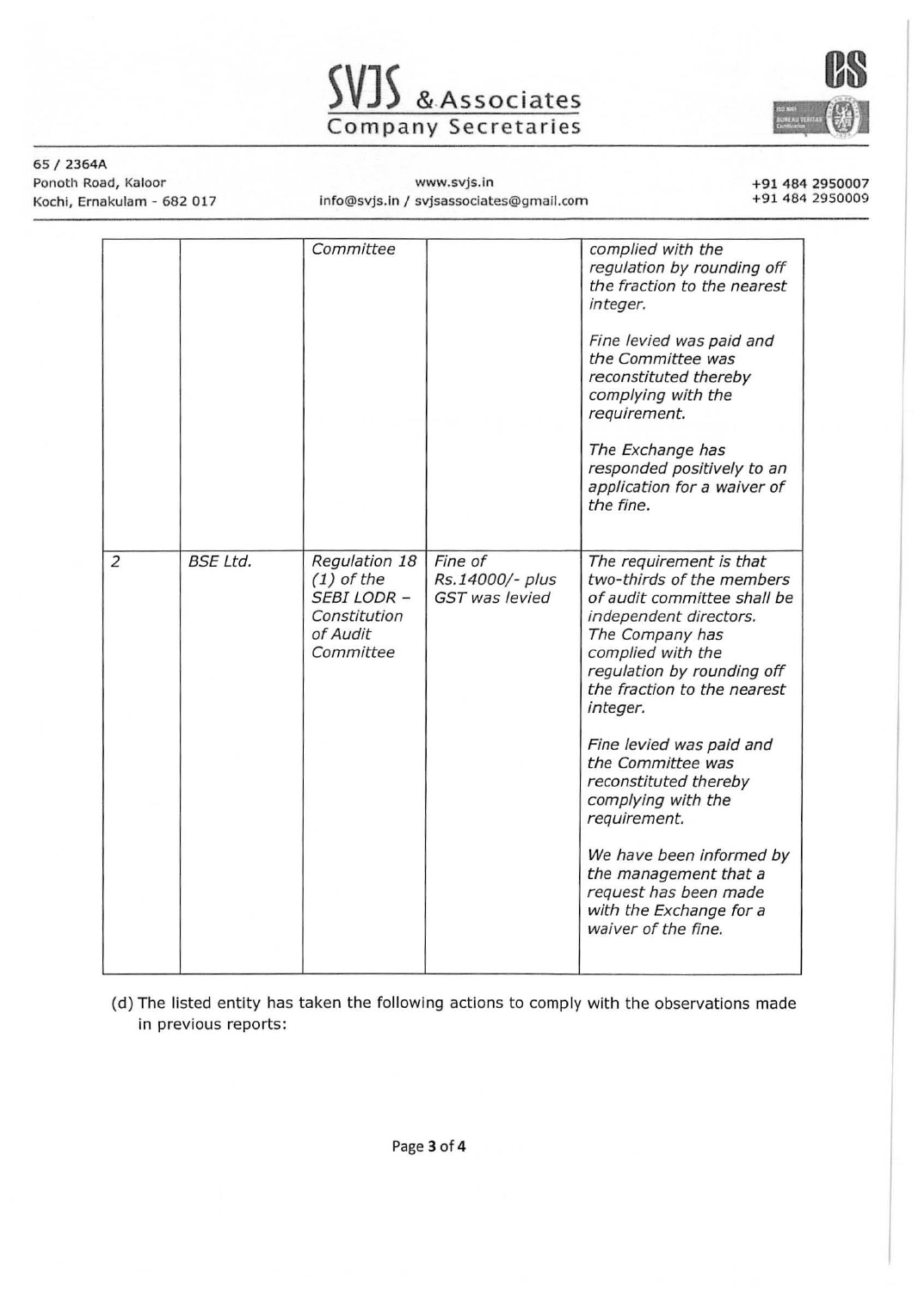| | | *Committee* | | *complied with the regulation by rounding off the fraction to the nearest integer.*<br><br>*Fine levied was paid and the Committee was reconstituted thereby complying with the requirement.*<br><br>*The Exchange has responded positively to an application for a waiver of the fine.* |
|---|---|---|---|---|
| *2* | *BSE Ltd.* | *Regulation 18 (1) of the SEBI LODR – Constitution of Audit Committee* | *Fine of Rs.14000/- plus GST was levied* | *The requirement is that two-thirds of the members of audit committee shall be independent directors. The Company has complied with the regulation by rounding off the fraction to the nearest integer.*<br><br>*Fine levied was paid and the Committee was reconstituted thereby complying with the requirement.*<br><br>*We have been informed by the management that a request has been made with the Exchange for a waiver of the fine.* |

(d) The listed entity has taken the following actions to comply with the observations made in previous reports: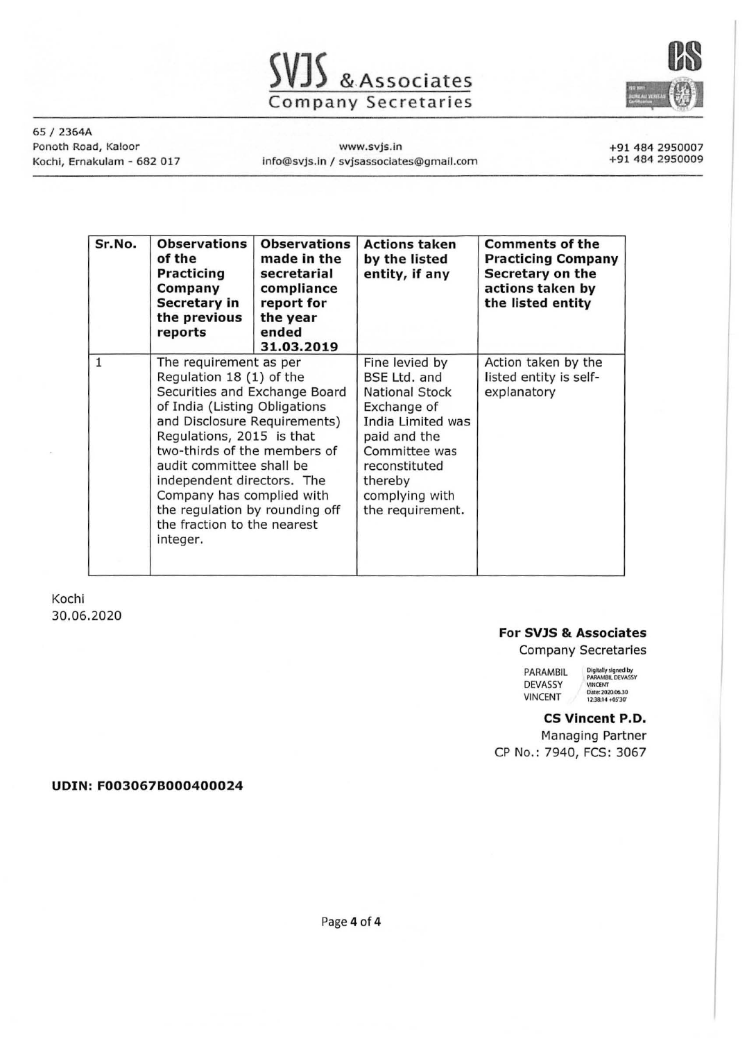| Sr.No. | Observations of the Practicing Company Secretary in the previous reports | Observations made in the secretarial compliance report for the year ended 31.03.2019 | Actions taken by the listed entity, if any | Comments of the Practicing Company Secretary on the actions taken by the listed entity |
|---|---|---|---|---|
| 1 | The requirement as per Regulation 18 (1) of the Securities and Exchange Board of India (Listing Obligations and Disclosure Requirements) Regulations, 2015 is that two-thirds of the members of audit committee shall be independent directors. The Company has complied with the regulation by rounding off the fraction to the nearest integer. | | Fine levied by BSE Ltd. and National Stock Exchange of India Limited was paid and the Committee was reconstituted thereby complying with the requirement. | Action taken by the listed entity is self-explanatory |

Kochi
30.06.2020

**For SVJS & Associates**
Company Secretaries

PARAMBIL DEVASSY VINCENT
Digitally signed by PARAMBIL DEVASSY VINCENT
Date: 2020.06.30 12:38:14 +05'30'

**CS Vincent P.D.**
Managing Partner
CP No.: 7940, FCS: 3067

**UDIN: F003067B000400024**